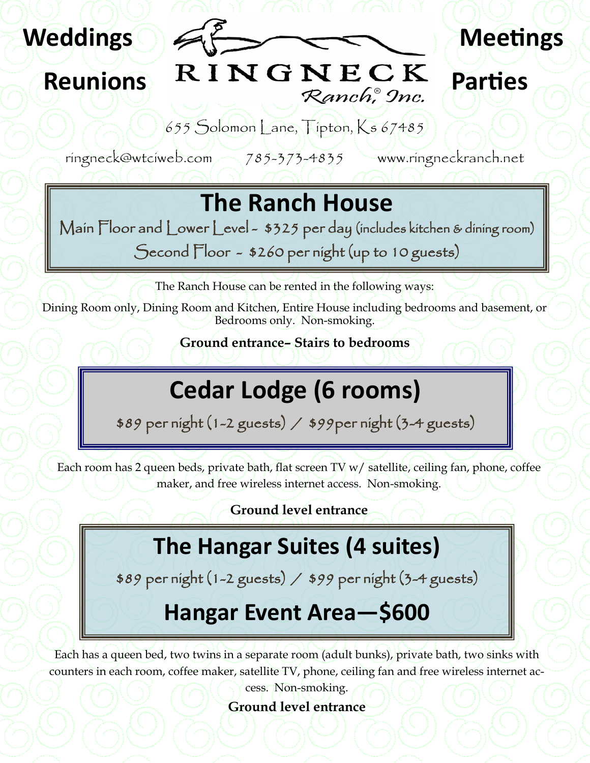**Weddings** **Meetings**

**Reunions** **Parties**

# RINGNECK Ranch,® Inc.

655 Solomon Lane, Tipton, Ks 67485

ringneck@wtciweb.com 785-373-4835 www.ringneckranch.net

## The Ranch House

Main Floor and Lower Level - $325 per day (includes kitchen & dining room)

Second Floor - $260 per night (up to 10 guests)

The Ranch House can be rented in the following ways:

Dining Room only, Dining Room and Kitchen, Entire House including bedrooms and basement, or Bedrooms only. Non-smoking.

**Ground entrance– Stairs to bedrooms**

## Cedar Lodge (6 rooms)

$89 per night (1-2 guests) / $99per night (3-4 guests)

Each room has 2 queen beds, private bath, flat screen TV w/ satellite, ceiling fan, phone, coffee maker, and free wireless internet access. Non-smoking.

**Ground level entrance**

## The Hangar Suites (4 suites)

$89 per night (1-2 guests) / $99 per night (3-4 guests)

## Hangar Event Area—$600

Each has a queen bed, two twins in a separate room (adult bunks), private bath, two sinks with counters in each room, coffee maker, satellite TV, phone, ceiling fan and free wireless internet access. Non-smoking.

**Ground level entrance**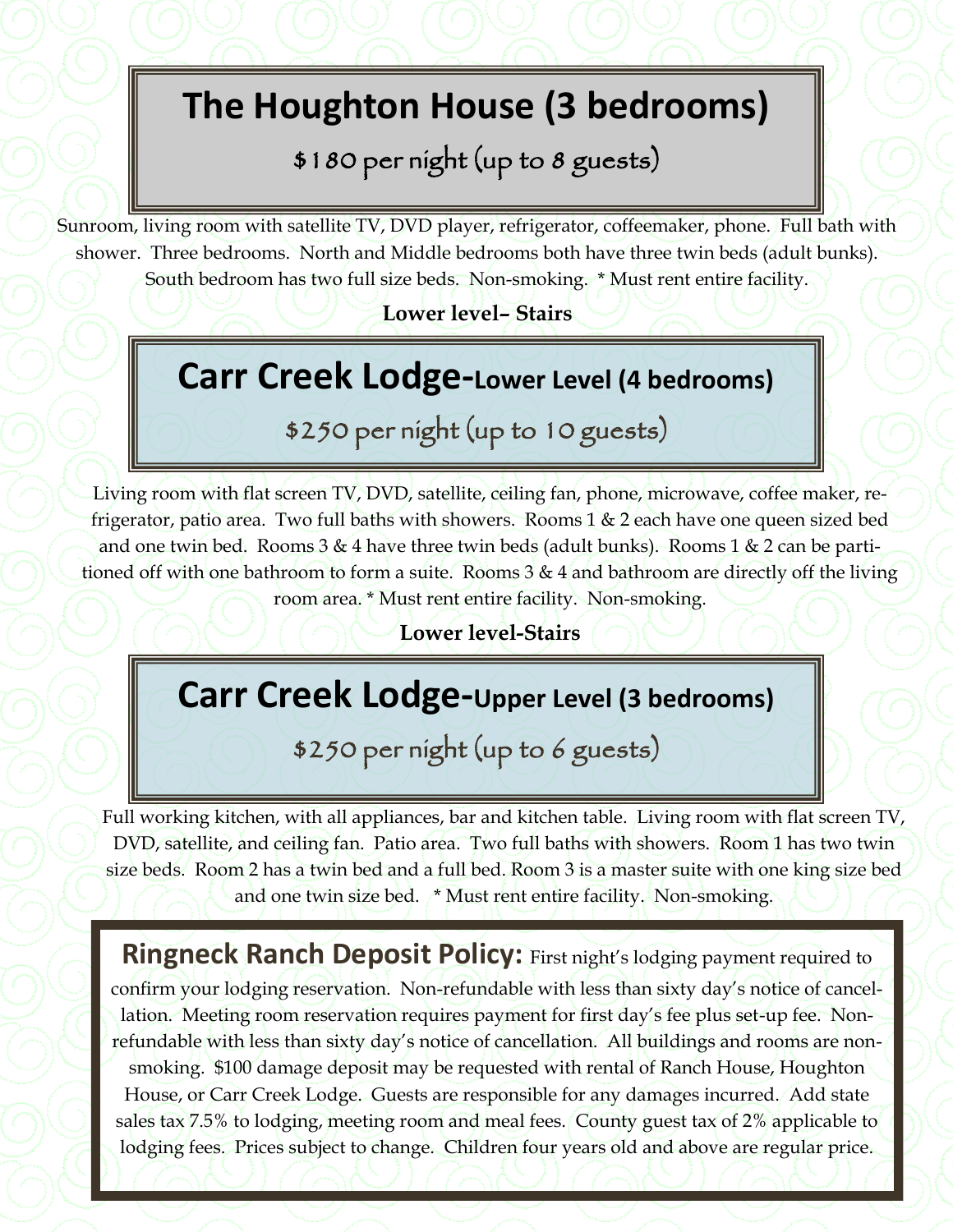# The Houghton House (3 bedrooms)

$180 per night (up to 8 guests)

Sunroom, living room with satellite TV, DVD player, refrigerator, coffeemaker, phone. Full bath with shower. Three bedrooms. North and Middle bedrooms both have three twin beds (adult bunks). South bedroom has two full size beds. Non-smoking. * Must rent entire facility.

**Lower level– Stairs**

# Carr Creek Lodge-Lower Level (4 bedrooms)

$250 per night (up to 10 guests)

Living room with flat screen TV, DVD, satellite, ceiling fan, phone, microwave, coffee maker, refrigerator, patio area. Two full baths with showers. Rooms 1 & 2 each have one queen sized bed and one twin bed. Rooms 3 & 4 have three twin beds (adult bunks). Rooms 1 & 2 can be partitioned off with one bathroom to form a suite. Rooms 3 & 4 and bathroom are directly off the living room area. * Must rent entire facility. Non-smoking.

**Lower level-Stairs**

# Carr Creek Lodge-Upper Level (3 bedrooms)

$250 per night (up to 6 guests)

Full working kitchen, with all appliances, bar and kitchen table. Living room with flat screen TV, DVD, satellite, and ceiling fan. Patio area. Two full baths with showers. Room 1 has two twin size beds. Room 2 has a twin bed and a full bed. Room 3 is a master suite with one king size bed and one twin size bed. * Must rent entire facility. Non-smoking.

**Ringneck Ranch Deposit Policy:** First night's lodging payment required to confirm your lodging reservation. Non-refundable with less than sixty day's notice of cancellation. Meeting room reservation requires payment for first day's fee plus set-up fee. Non-refundable with less than sixty day's notice of cancellation. All buildings and rooms are non-smoking. $100 damage deposit may be requested with rental of Ranch House, Houghton House, or Carr Creek Lodge. Guests are responsible for any damages incurred. Add state sales tax 7.5% to lodging, meeting room and meal fees. County guest tax of 2% applicable to lodging fees. Prices subject to change. Children four years old and above are regular price.